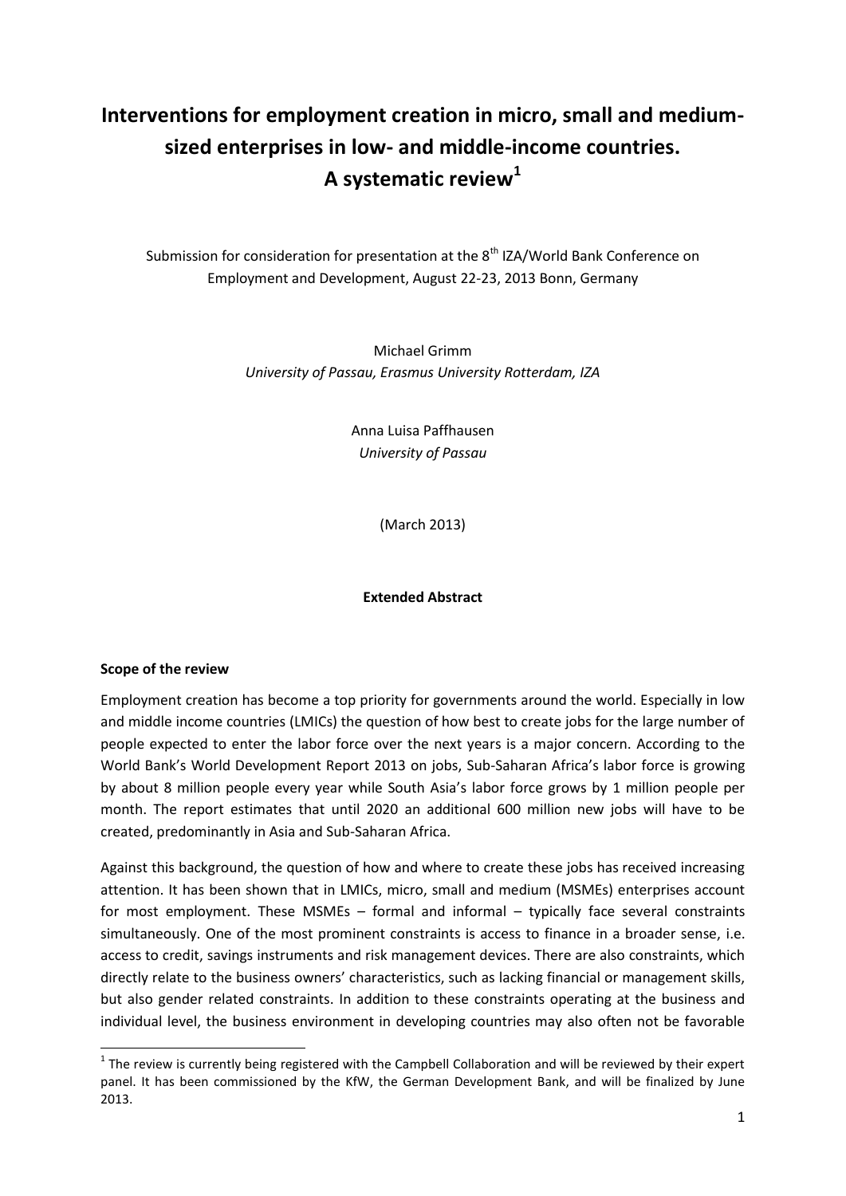# Interventions for employment creation in micro, small and medium-sized enterprises in low- and middle-income countries. A systematic review[1]

Submission for consideration for presentation at the 8th IZA/World Bank Conference on Employment and Development, August 22-23, 2013 Bonn, Germany

Michael Grimm
*University of Passau, Erasmus University Rotterdam, IZA*

Anna Luisa Paffhausen
*University of Passau*

(March 2013)

**Extended Abstract**

**Scope of the review**

Employment creation has become a top priority for governments around the world. Especially in low and middle income countries (LMICs) the question of how best to create jobs for the large number of people expected to enter the labor force over the next years is a major concern. According to the World Bank's World Development Report 2013 on jobs, Sub-Saharan Africa's labor force is growing by about 8 million people every year while South Asia's labor force grows by 1 million people per month. The report estimates that until 2020 an additional 600 million new jobs will have to be created, predominantly in Asia and Sub-Saharan Africa.

Against this background, the question of how and where to create these jobs has received increasing attention. It has been shown that in LMICs, micro, small and medium (MSMEs) enterprises account for most employment. These MSMEs – formal and informal – typically face several constraints simultaneously. One of the most prominent constraints is access to finance in a broader sense, i.e. access to credit, savings instruments and risk management devices. There are also constraints, which directly relate to the business owners' characteristics, such as lacking financial or management skills, but also gender related constraints. In addition to these constraints operating at the business and individual level, the business environment in developing countries may also often not be favorable

[1] The review is currently being registered with the Campbell Collaboration and will be reviewed by their expert panel. It has been commissioned by the KfW, the German Development Bank, and will be finalized by June 2013.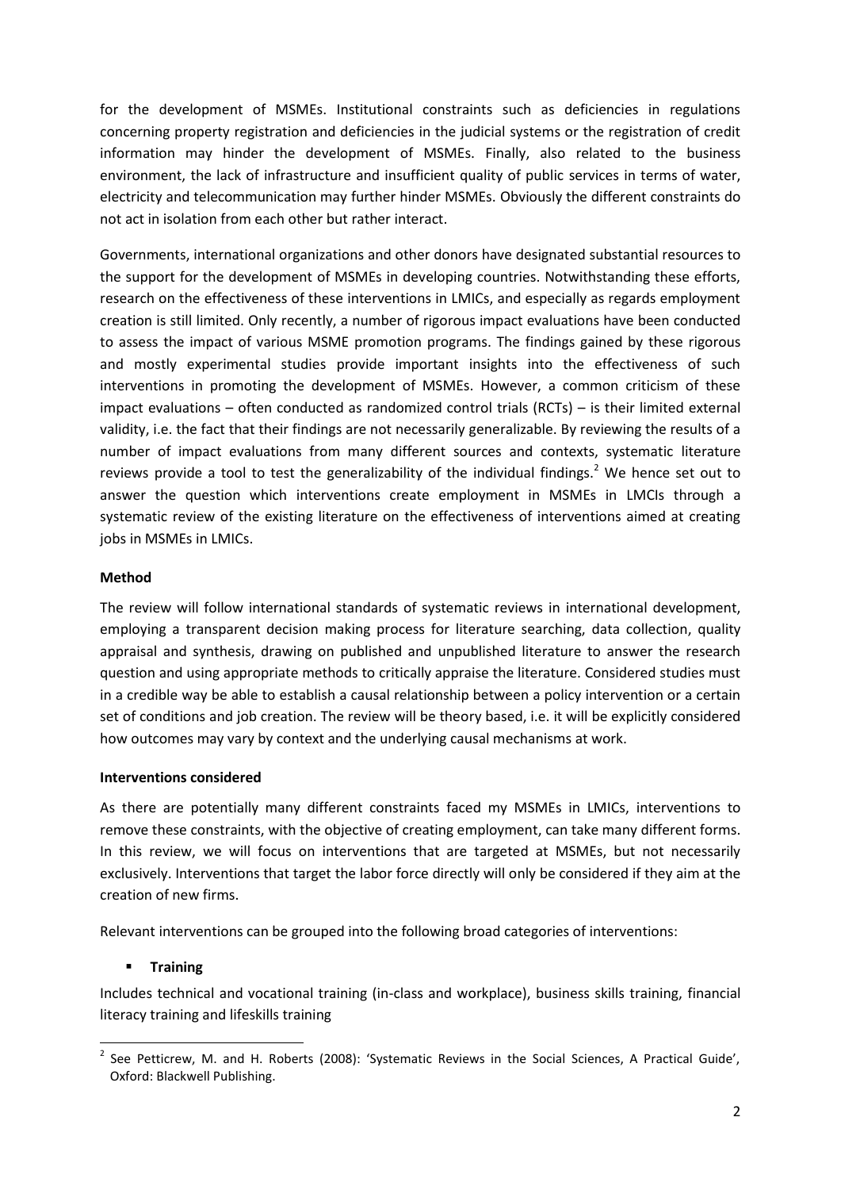for the development of MSMEs. Institutional constraints such as deficiencies in regulations concerning property registration and deficiencies in the judicial systems or the registration of credit information may hinder the development of MSMEs. Finally, also related to the business environment, the lack of infrastructure and insufficient quality of public services in terms of water, electricity and telecommunication may further hinder MSMEs. Obviously the different constraints do not act in isolation from each other but rather interact.

Governments, international organizations and other donors have designated substantial resources to the support for the development of MSMEs in developing countries. Notwithstanding these efforts, research on the effectiveness of these interventions in LMICs, and especially as regards employment creation is still limited. Only recently, a number of rigorous impact evaluations have been conducted to assess the impact of various MSME promotion programs. The findings gained by these rigorous and mostly experimental studies provide important insights into the effectiveness of such interventions in promoting the development of MSMEs. However, a common criticism of these impact evaluations – often conducted as randomized control trials (RCTs) – is their limited external validity, i.e. the fact that their findings are not necessarily generalizable. By reviewing the results of a number of impact evaluations from many different sources and contexts, systematic literature reviews provide a tool to test the generalizability of the individual findings.[2] We hence set out to answer the question which interventions create employment in MSMEs in LMCIs through a systematic review of the existing literature on the effectiveness of interventions aimed at creating jobs in MSMEs in LMICs.

**Method**

The review will follow international standards of systematic reviews in international development, employing a transparent decision making process for literature searching, data collection, quality appraisal and synthesis, drawing on published and unpublished literature to answer the research question and using appropriate methods to critically appraise the literature. Considered studies must in a credible way be able to establish a causal relationship between a policy intervention or a certain set of conditions and job creation. The review will be theory based, i.e. it will be explicitly considered how outcomes may vary by context and the underlying causal mechanisms at work.

**Interventions considered**

As there are potentially many different constraints faced my MSMEs in LMICs, interventions to remove these constraints, with the objective of creating employment, can take many different forms. In this review, we will focus on interventions that are targeted at MSMEs, but not necessarily exclusively. Interventions that target the labor force directly will only be considered if they aim at the creation of new firms.

Relevant interventions can be grouped into the following broad categories of interventions:

- **Training**

Includes technical and vocational training (in-class and workplace), business skills training, financial literacy training and lifeskills training

[2] See Petticrew, M. and H. Roberts (2008): 'Systematic Reviews in the Social Sciences, A Practical Guide', Oxford: Blackwell Publishing.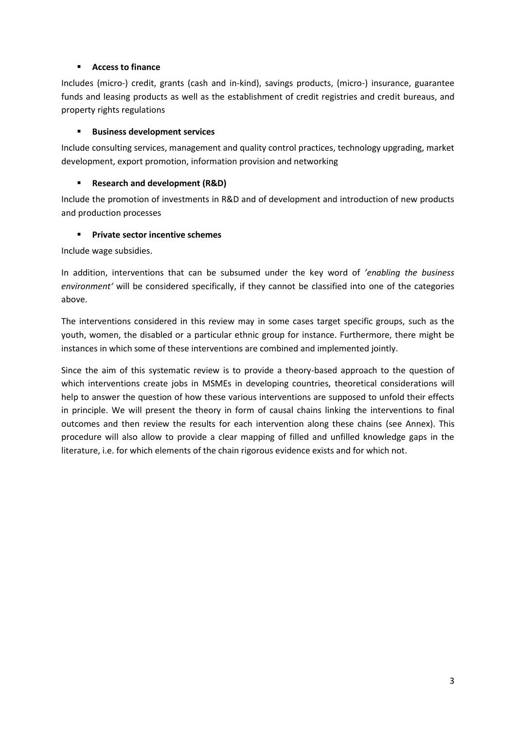- **Access to finance**

Includes (micro-) credit, grants (cash and in-kind), savings products, (micro-) insurance, guarantee funds and leasing products as well as the establishment of credit registries and credit bureaus, and property rights regulations

- **Business development services**

Include consulting services, management and quality control practices, technology upgrading, market development, export promotion, information provision and networking

- **Research and development (R&D)**

Include the promotion of investments in R&D and of development and introduction of new products and production processes

- **Private sector incentive schemes**

Include wage subsidies.

In addition, interventions that can be subsumed under the key word of *'enabling the business environment'* will be considered specifically, if they cannot be classified into one of the categories above.

The interventions considered in this review may in some cases target specific groups, such as the youth, women, the disabled or a particular ethnic group for instance. Furthermore, there might be instances in which some of these interventions are combined and implemented jointly.

Since the aim of this systematic review is to provide a theory-based approach to the question of which interventions create jobs in MSMEs in developing countries, theoretical considerations will help to answer the question of how these various interventions are supposed to unfold their effects in principle. We will present the theory in form of causal chains linking the interventions to final outcomes and then review the results for each intervention along these chains (see Annex). This procedure will also allow to provide a clear mapping of filled and unfilled knowledge gaps in the literature, i.e. for which elements of the chain rigorous evidence exists and for which not.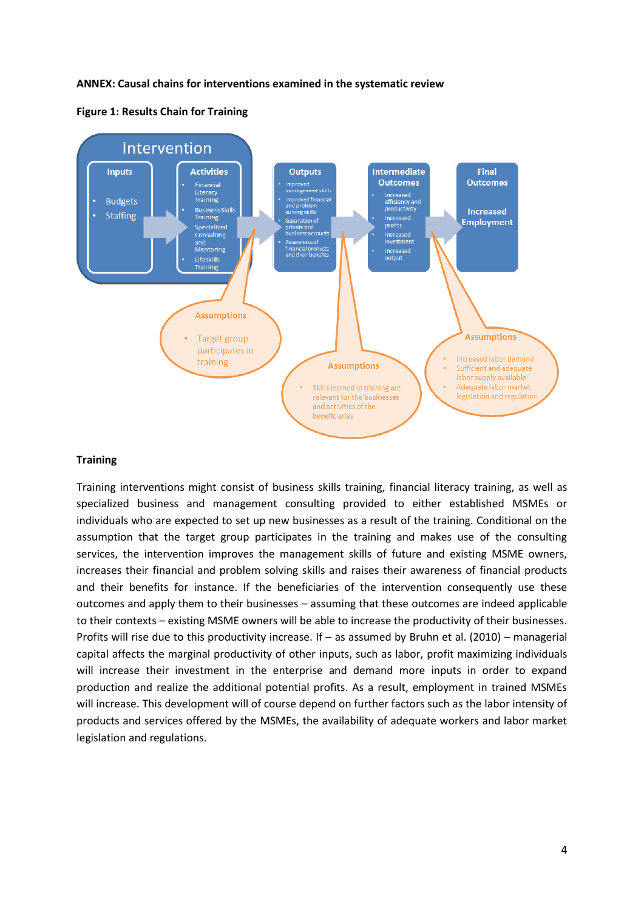**ANNEX: Causal chains for interventions examined in the systematic review**

**Figure 1: Results Chain for Training**

Intervention

Inputs
- Budgets
- Staffing

Activities
- Financial Literacy Training
- Business Skills Training
- Specialized Consulting and Mentoring
- Lifeskills Training

Outputs
- Improved management skills
- Improved financial and problem solving skills
- Separation of private and business accounts
- Awareness of financial products and their benefits

Intermediate Outcomes
- Increased efficiency and productivity
- Increased profits
- Increased investment
- Increased output

Final Outcomes

Increased Employment

Assumptions
- Target group participates in training

Assumptions
- Skills learned in training are relevant for the businesses and activities of the beneficiaries

Assumptions
- Increased labor demand
- Sufficient and adequate labor supply available
- Adequate labor market legislation and regulation

**Training**

Training interventions might consist of business skills training, financial literacy training, as well as specialized business and management consulting provided to either established MSMEs or individuals who are expected to set up new businesses as a result of the training. Conditional on the assumption that the target group participates in the training and makes use of the consulting services, the intervention improves the management skills of future and existing MSME owners, increases their financial and problem solving skills and raises their awareness of financial products and their benefits for instance. If the beneficiaries of the intervention consequently use these outcomes and apply them to their businesses – assuming that these outcomes are indeed applicable to their contexts – existing MSME owners will be able to increase the productivity of their businesses. Profits will rise due to this productivity increase. If – as assumed by Bruhn et al. (2010) – managerial capital affects the marginal productivity of other inputs, such as labor, profit maximizing individuals will increase their investment in the enterprise and demand more inputs in order to expand production and realize the additional potential profits. As a result, employment in trained MSMEs will increase. This development will of course depend on further factors such as the labor intensity of products and services offered by the MSMEs, the availability of adequate workers and labor market legislation and regulations.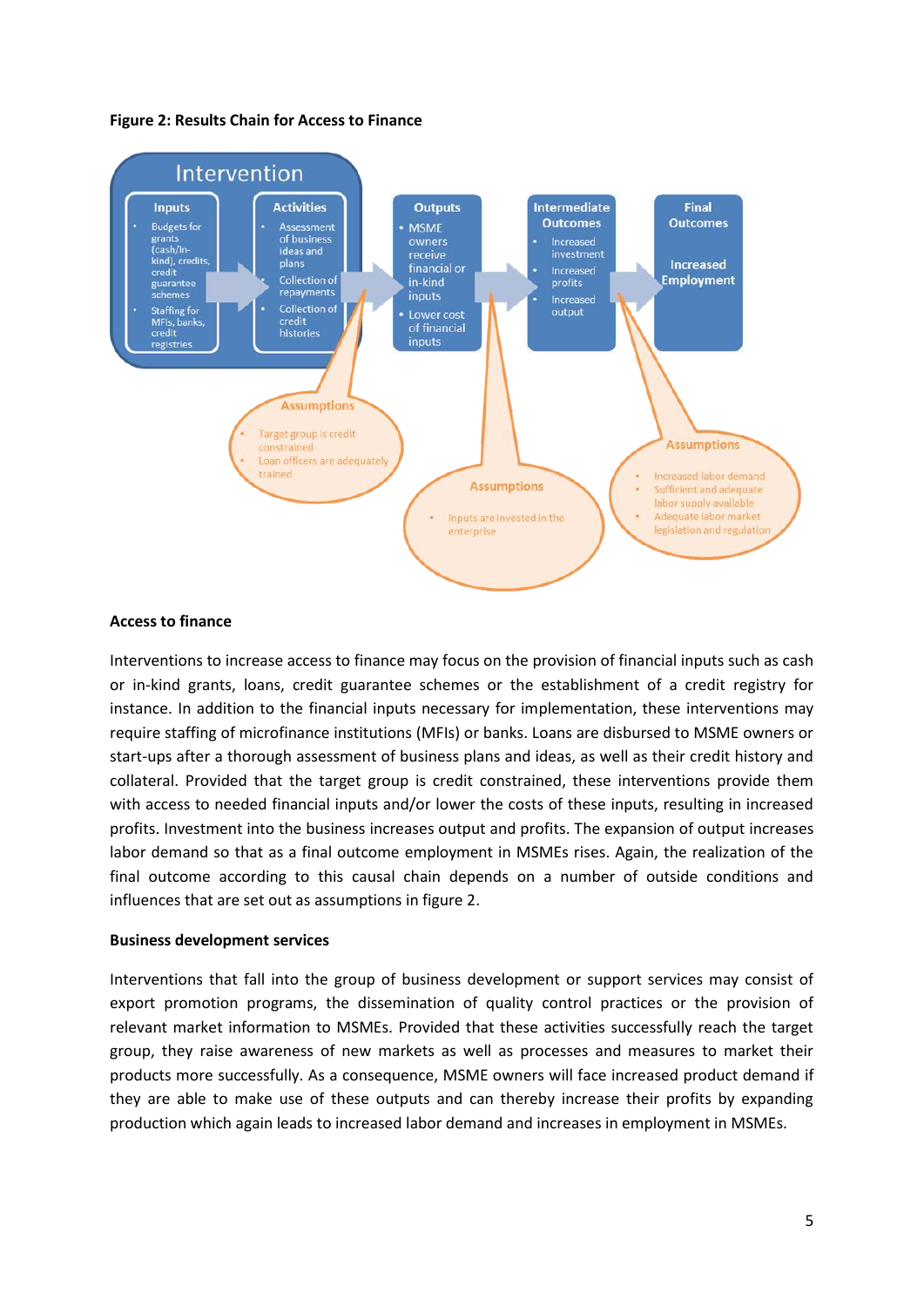**Figure 2: Results Chain for Access to Finance**

Intervention

Inputs
- Budgets for grants (cash/in-kind), credits, credit guarantee schemes
- Staffing for MFIs, banks, credit registries

Activities
- Assessment of business ideas and plans
- Collection of repayments
- Collection of credit histories

Outputs
- MSME owners receive financial or in-kind inputs
- Lower cost of financial inputs

Intermediate Outcomes
- Increased investment
- Increased profits
- Increased output

Final Outcomes

Increased Employment

Assumptions
- Target group is credit constrained
- Loan officers are adequately trained

Assumptions
- Inputs are invested in the enterprise

Assumptions
- Increased labor demand
- Sufficient and adequate labor supply available
- Adequate labor market legislation and regulation

### Access to finance

Interventions to increase access to finance may focus on the provision of financial inputs such as cash or in-kind grants, loans, credit guarantee schemes or the establishment of a credit registry for instance. In addition to the financial inputs necessary for implementation, these interventions may require staffing of microfinance institutions (MFIs) or banks. Loans are disbursed to MSME owners or start-ups after a thorough assessment of business plans and ideas, as well as their credit history and collateral. Provided that the target group is credit constrained, these interventions provide them with access to needed financial inputs and/or lower the costs of these inputs, resulting in increased profits. Investment into the business increases output and profits. The expansion of output increases labor demand so that as a final outcome employment in MSMEs rises. Again, the realization of the final outcome according to this causal chain depends on a number of outside conditions and influences that are set out as assumptions in figure 2.

### Business development services

Interventions that fall into the group of business development or support services may consist of export promotion programs, the dissemination of quality control practices or the provision of relevant market information to MSMEs. Provided that these activities successfully reach the target group, they raise awareness of new markets as well as processes and measures to market their products more successfully. As a consequence, MSME owners will face increased product demand if they are able to make use of these outputs and can thereby increase their profits by expanding production which again leads to increased labor demand and increases in employment in MSMEs.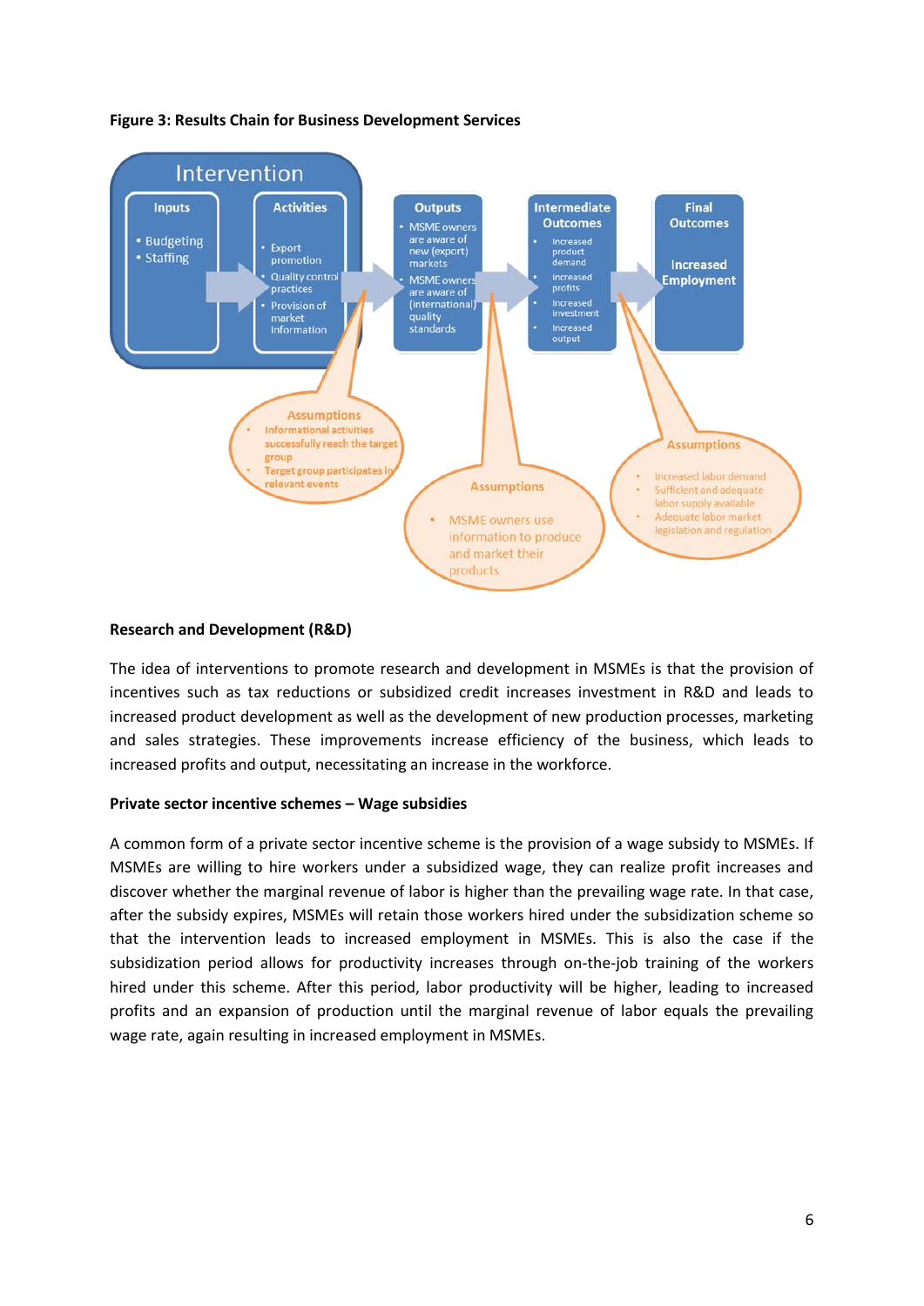**Figure 3: Results Chain for Business Development Services**

Intervention

Inputs
- Budgeting
- Staffing

Activities
- Export promotion
- Quality control practices
- Provision of market information

Outputs
- MSME owners are aware of new (export) markets
- MSME owners are aware of (international) quality standards

Intermediate Outcomes
- Increased product demand
- Increased profits
- Increased investment
- Increased output

Final Outcomes

Increased Employment

Assumptions
- Informational activities successfully reach the target group
- Target group participates in relevant events

Assumptions
- MSME owners use information to produce and market their products

Assumptions
- Increased labor demand
- Sufficient and adequate labor supply available
- Adequate labor market legislation and regulation

**Research and Development (R&D)**

The idea of interventions to promote research and development in MSMEs is that the provision of incentives such as tax reductions or subsidized credit increases investment in R&D and leads to increased product development as well as the development of new production processes, marketing and sales strategies. These improvements increase efficiency of the business, which leads to increased profits and output, necessitating an increase in the workforce.

**Private sector incentive schemes – Wage subsidies**

A common form of a private sector incentive scheme is the provision of a wage subsidy to MSMEs. If MSMEs are willing to hire workers under a subsidized wage, they can realize profit increases and discover whether the marginal revenue of labor is higher than the prevailing wage rate. In that case, after the subsidy expires, MSMEs will retain those workers hired under the subsidization scheme so that the intervention leads to increased employment in MSMEs. This is also the case if the subsidization period allows for productivity increases through on-the-job training of the workers hired under this scheme. After this period, labor productivity will be higher, leading to increased profits and an expansion of production until the marginal revenue of labor equals the prevailing wage rate, again resulting in increased employment in MSMEs.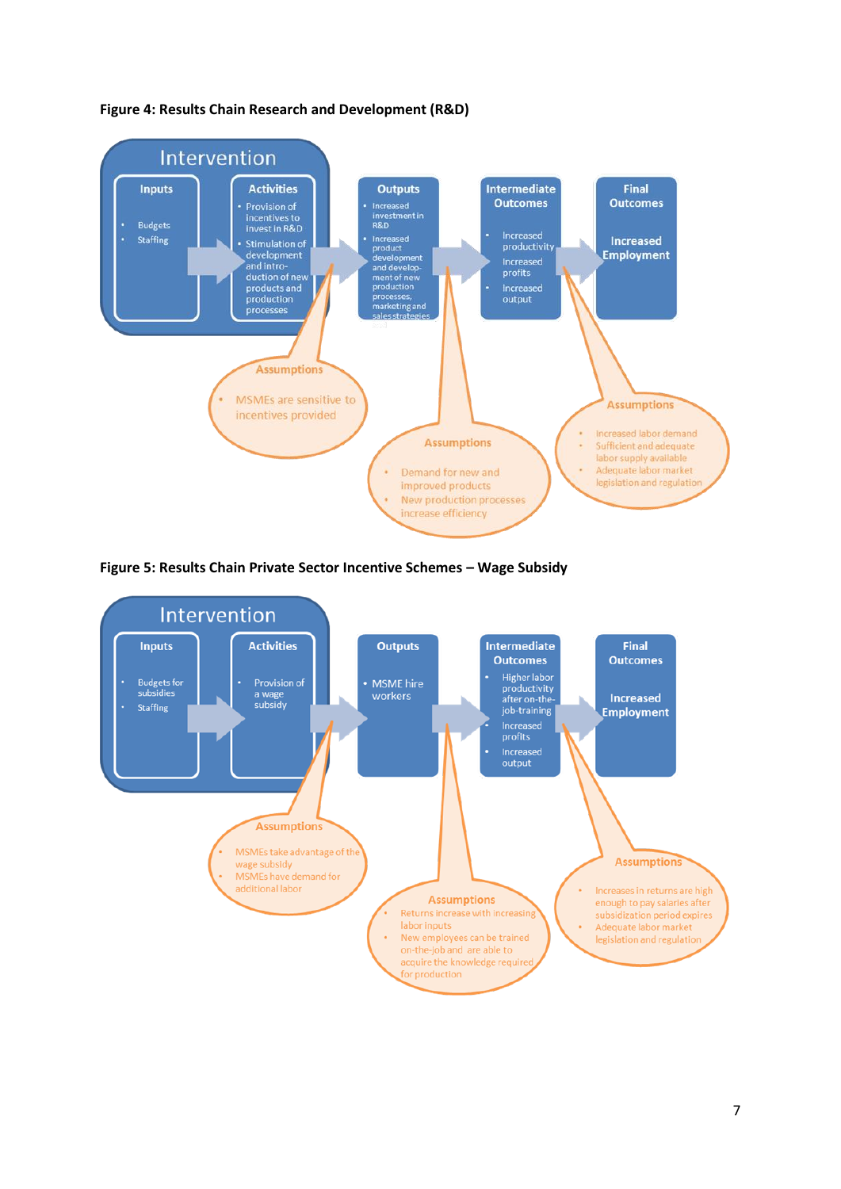**Figure 4: Results Chain Research and Development (R&D)**

Intervention

Inputs
- Budgets
- Staffing

Activities
- Provision of incentives to invest in R&D
- Stimulation of development and introduction of new products and production processes

Outputs
- Increased investment in R&D
- Increased product development and development of new production processes, marketing and sales strategies

Intermediate Outcomes
- Increased productivity
- Increased profits
- Increased output

Final Outcomes

Increased Employment

Assumptions
- MSMEs are sensitive to incentives provided

Assumptions
- Demand for new and improved products
- New production processes increase efficiency

Assumptions
- Increased labor demand
- Sufficient and adequate labor supply available
- Adequate labor market legislation and regulation

**Figure 5: Results Chain Private Sector Incentive Schemes – Wage Subsidy**

Intervention

Inputs
- Budgets for subsidies
- Staffing

Activities
- Provision of a wage subsidy

Outputs
- MSME hire workers

Intermediate Outcomes
- Higher labor productivity after on-the-job-training
- Increased profits
- Increased output

Final Outcomes

Increased Employment

Assumptions
- MSMEs take advantage of the wage subsidy
- MSMEs have demand for additional labor

Assumptions
- Returns increase with increasing labor inputs
- New employees can be trained on-the-job and are able to acquire the knowledge required for production

Assumptions
- Increases in returns are high enough to pay salaries after subsidization period expires
- Adequate labor market legislation and regulation